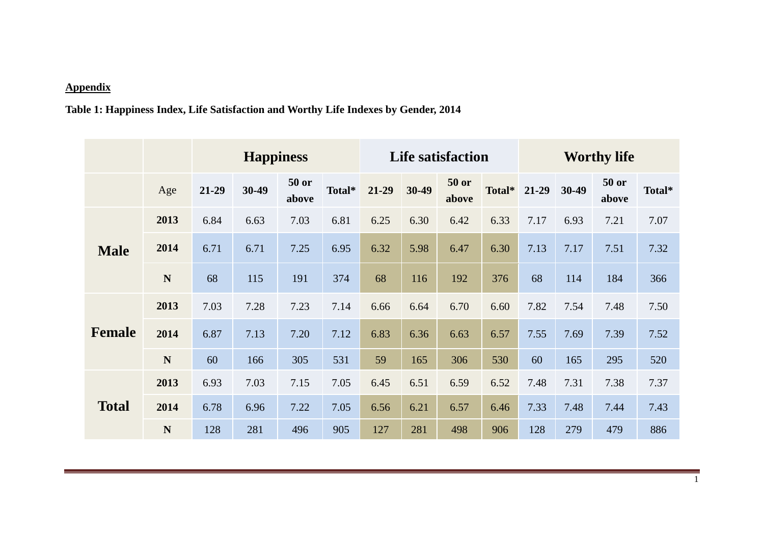**Appendix**

**Table 1: Happiness Index, Life Satisfaction and Worthy Life Indexes by Gender, 2014**

| | | **Happiness** | | | | **Life satisfaction** | | | | **Worthy life** | | | |
|---|---|---|---|---|---|---|---|---|---|---|---|---|---|
| | Age | **21-29** | **30-49** | **50 or above** | **Total*** | **21-29** | **30-49** | **50 or above** | **Total*** | **21-29** | **30-49** | **50 or above** | **Total*** |
| **Male** | **2013** | 6.84 | 6.63 | 7.03 | 6.81 | 6.25 | 6.30 | 6.42 | 6.33 | 7.17 | 6.93 | 7.21 | 7.07 |
| | **2014** | 6.71 | 6.71 | 7.25 | 6.95 | 6.32 | 5.98 | 6.47 | 6.30 | 7.13 | 7.17 | 7.51 | 7.32 |
| | **N** | 68 | 115 | 191 | 374 | 68 | 116 | 192 | 376 | 68 | 114 | 184 | 366 |
| **Female** | **2013** | 7.03 | 7.28 | 7.23 | 7.14 | 6.66 | 6.64 | 6.70 | 6.60 | 7.82 | 7.54 | 7.48 | 7.50 |
| | **2014** | 6.87 | 7.13 | 7.20 | 7.12 | 6.83 | 6.36 | 6.63 | 6.57 | 7.55 | 7.69 | 7.39 | 7.52 |
| | **N** | 60 | 166 | 305 | 531 | 59 | 165 | 306 | 530 | 60 | 165 | 295 | 520 |
| **Total** | **2013** | 6.93 | 7.03 | 7.15 | 7.05 | 6.45 | 6.51 | 6.59 | 6.52 | 7.48 | 7.31 | 7.38 | 7.37 |
| | **2014** | 6.78 | 6.96 | 7.22 | 7.05 | 6.56 | 6.21 | 6.57 | 6.46 | 7.33 | 7.48 | 7.44 | 7.43 |
| | **N** | 128 | 281 | 496 | 905 | 127 | 281 | 498 | 906 | 128 | 279 | 479 | 886 |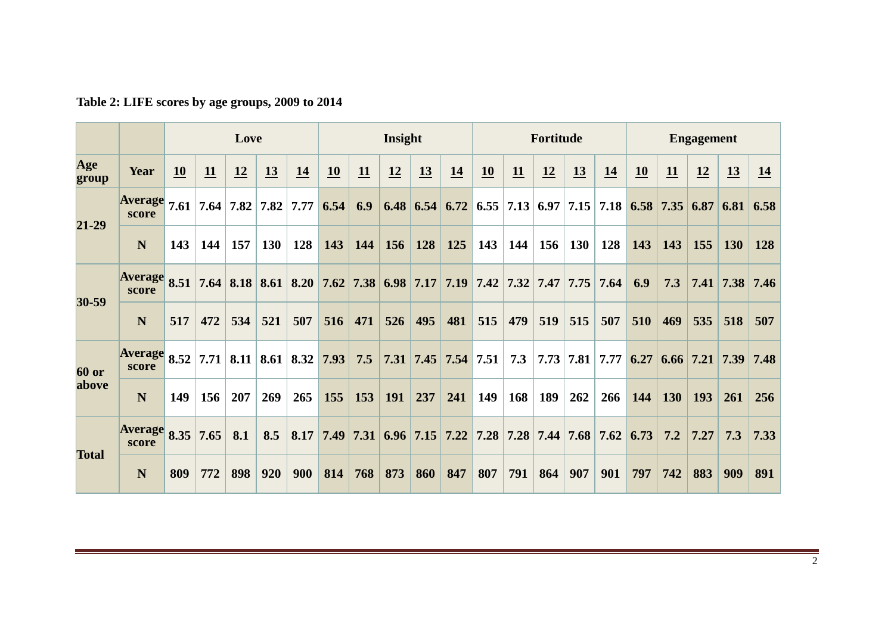**Table 2: LIFE scores by age groups, 2009 to 2014**

| | | Love | | | | | Insight | | | | | Fortitude | | | | | Engagement | | | | |
|---|---|---|---|---|---|---|---|---|---|---|---|---|---|---|---|---|---|---|---|---|---|
| **Age group** | **Year** | **10** | **11** | **12** | **13** | **14** | **10** | **11** | **12** | **13** | **14** | **10** | **11** | **12** | **13** | **14** | **10** | **11** | **12** | **13** | **14** |
| **21-29** | **Average score** | 7.61 | 7.64 | 7.82 | 7.82 | 7.77 | 6.54 | 6.9 | 6.48 | 6.54 | 6.72 | 6.55 | 7.13 | 6.97 | 7.15 | 7.18 | 6.58 | 7.35 | 6.87 | 6.81 | 6.58 |
| | **N** | 143 | 144 | 157 | 130 | 128 | 143 | 144 | 156 | 128 | 125 | 143 | 144 | 156 | 130 | 128 | 143 | 143 | 155 | 130 | 128 |
| **30-59** | **Average score** | 8.51 | 7.64 | 8.18 | 8.61 | 8.20 | 7.62 | 7.38 | 6.98 | 7.17 | 7.19 | 7.42 | 7.32 | 7.47 | 7.75 | 7.64 | 6.9 | 7.3 | 7.41 | 7.38 | 7.46 |
| | **N** | 517 | 472 | 534 | 521 | 507 | 516 | 471 | 526 | 495 | 481 | 515 | 479 | 519 | 515 | 507 | 510 | 469 | 535 | 518 | 507 |
| **60 or above** | **Average score** | 8.52 | 7.71 | 8.11 | 8.61 | 8.32 | 7.93 | 7.5 | 7.31 | 7.45 | 7.54 | 7.51 | 7.3 | 7.73 | 7.81 | 7.77 | 6.27 | 6.66 | 7.21 | 7.39 | 7.48 |
| | **N** | 149 | 156 | 207 | 269 | 265 | 155 | 153 | 191 | 237 | 241 | 149 | 168 | 189 | 262 | 266 | 144 | 130 | 193 | 261 | 256 |
| **Total** | **Average score** | 8.35 | 7.65 | 8.1 | 8.5 | 8.17 | 7.49 | 7.31 | 6.96 | 7.15 | 7.22 | 7.28 | 7.28 | 7.44 | 7.68 | 7.62 | 6.73 | 7.2 | 7.27 | 7.3 | 7.33 |
| | **N** | 809 | 772 | 898 | 920 | 900 | 814 | 768 | 873 | 860 | 847 | 807 | 791 | 864 | 907 | 901 | 797 | 742 | 883 | 909 | 891 |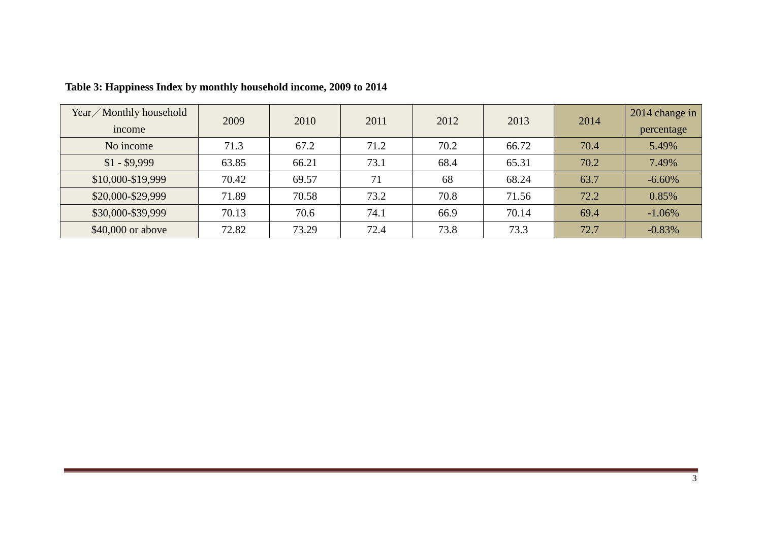**Table 3: Happiness Index by monthly household income, 2009 to 2014**

| Year／Monthly household income | 2009 | 2010 | 2011 | 2012 | 2013 | 2014 | 2014 change in percentage |
|---|---|---|---|---|---|---|---|
| No income | 71.3 | 67.2 | 71.2 | 70.2 | 66.72 | 70.4 | 5.49% |
| $1 - $9,999 | 63.85 | 66.21 | 73.1 | 68.4 | 65.31 | 70.2 | 7.49% |
| $10,000-$19,999 | 70.42 | 69.57 | 71 | 68 | 68.24 | 63.7 | -6.60% |
| $20,000-$29,999 | 71.89 | 70.58 | 73.2 | 70.8 | 71.56 | 72.2 | 0.85% |
| $30,000-$39,999 | 70.13 | 70.6 | 74.1 | 66.9 | 70.14 | 69.4 | -1.06% |
| $40,000 or above | 72.82 | 73.29 | 72.4 | 73.8 | 73.3 | 72.7 | -0.83% |